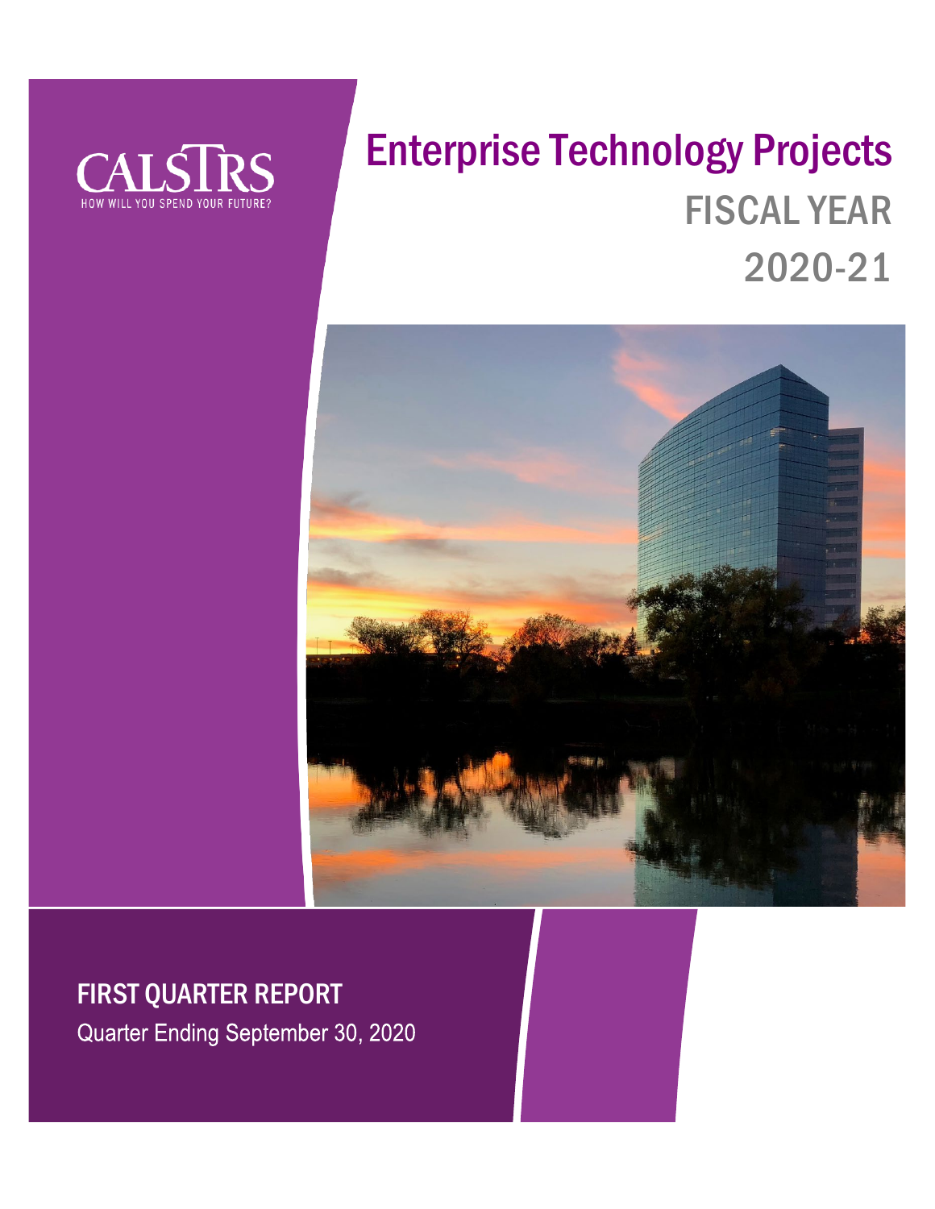CALSTRS

HOW WILL YOU SPEND YOUR FUTURE?

# Enterprise Technology Projects

## FISCAL YEAR 2020-21

## FIRST QUARTER REPORT

Quarter Ending September 30, 2020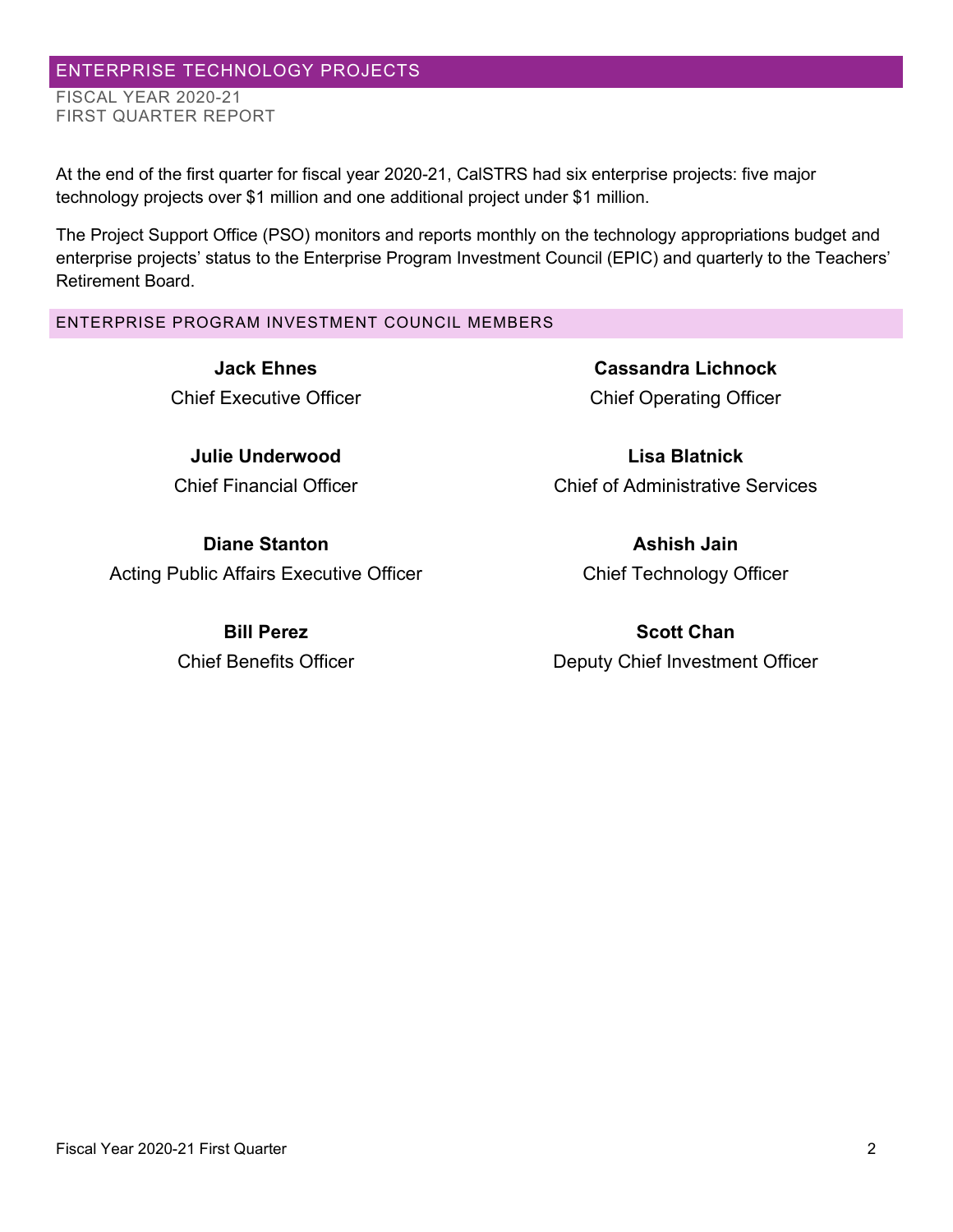# ENTERPRISE TECHNOLOGY PROJECTS

FISCAL YEAR 2020-21
FIRST QUARTER REPORT

At the end of the first quarter for fiscal year 2020-21, CalSTRS had six enterprise projects: five major technology projects over $1 million and one additional project under $1 million.

The Project Support Office (PSO) monitors and reports monthly on the technology appropriations budget and enterprise projects' status to the Enterprise Program Investment Council (EPIC) and quarterly to the Teachers' Retirement Board.

## ENTERPRISE PROGRAM INVESTMENT COUNCIL MEMBERS

**Jack Ehnes**
Chief Executive Officer

**Cassandra Lichnock**
Chief Operating Officer

**Julie Underwood**
Chief Financial Officer

**Lisa Blatnick**
Chief of Administrative Services

**Diane Stanton**
Acting Public Affairs Executive Officer

**Ashish Jain**
Chief Technology Officer

**Bill Perez**
Chief Benefits Officer

**Scott Chan**
Deputy Chief Investment Officer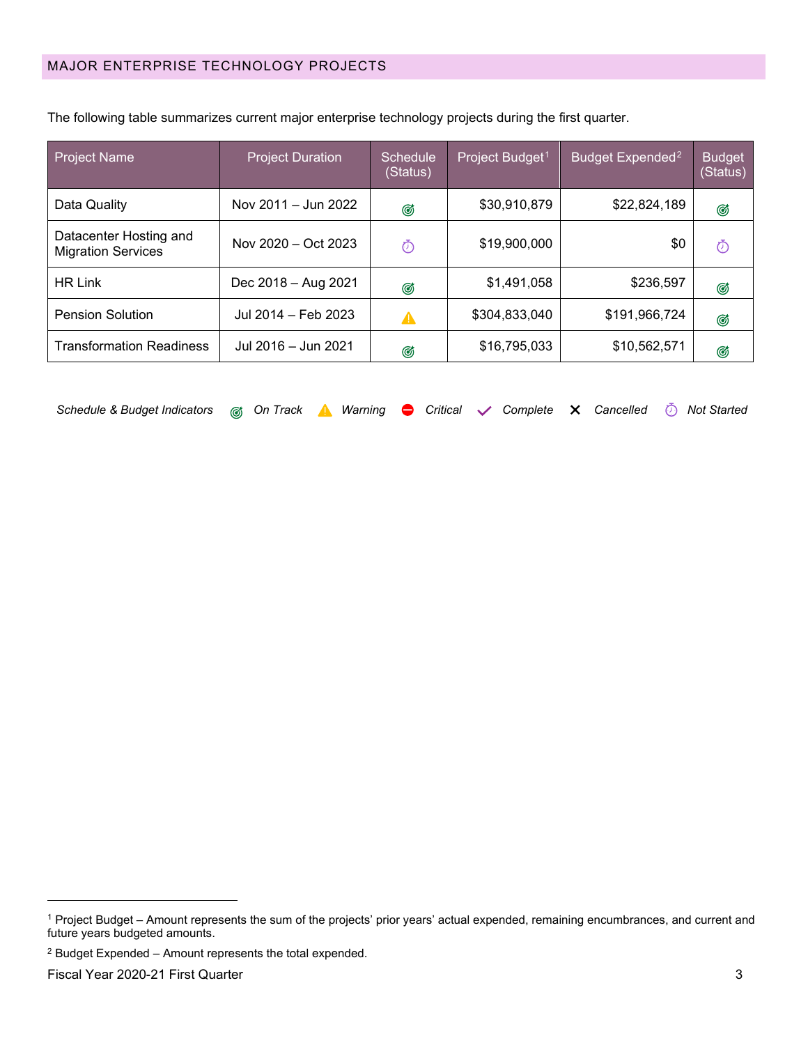## MAJOR ENTERPRISE TECHNOLOGY PROJECTS

The following table summarizes current major enterprise technology projects during the first quarter.

| Project Name | Project Duration | Schedule (Status) | Project Budget[1] | Budget Expended[2] | Budget (Status) |
|---|---|---|---|---|---|
| Data Quality | Nov 2011 – Jun 2022 | On Track | $30,910,879 | $22,824,189 | On Track |
| Datacenter Hosting and Migration Services | Nov 2020 – Oct 2023 | Not Started | $19,900,000 | $0 | Not Started |
| HR Link | Dec 2018 – Aug 2021 | On Track | $1,491,058 | $236,597 | On Track |
| Pension Solution | Jul 2014 – Feb 2023 | Warning | $304,833,040 | $191,966,724 | On Track |
| Transformation Readiness | Jul 2016 – Jun 2021 | On Track | $16,795,033 | $10,562,571 | On Track |

*Schedule & Budget Indicators* — *On Track* — *Warning* — *Critical* — *Complete* — *Cancelled* — *Not Started*

[1] Project Budget – Amount represents the sum of the projects' prior years' actual expended, remaining encumbrances, and current and future years budgeted amounts.

[2] Budget Expended – Amount represents the total expended.

Fiscal Year 2020-21 First Quarter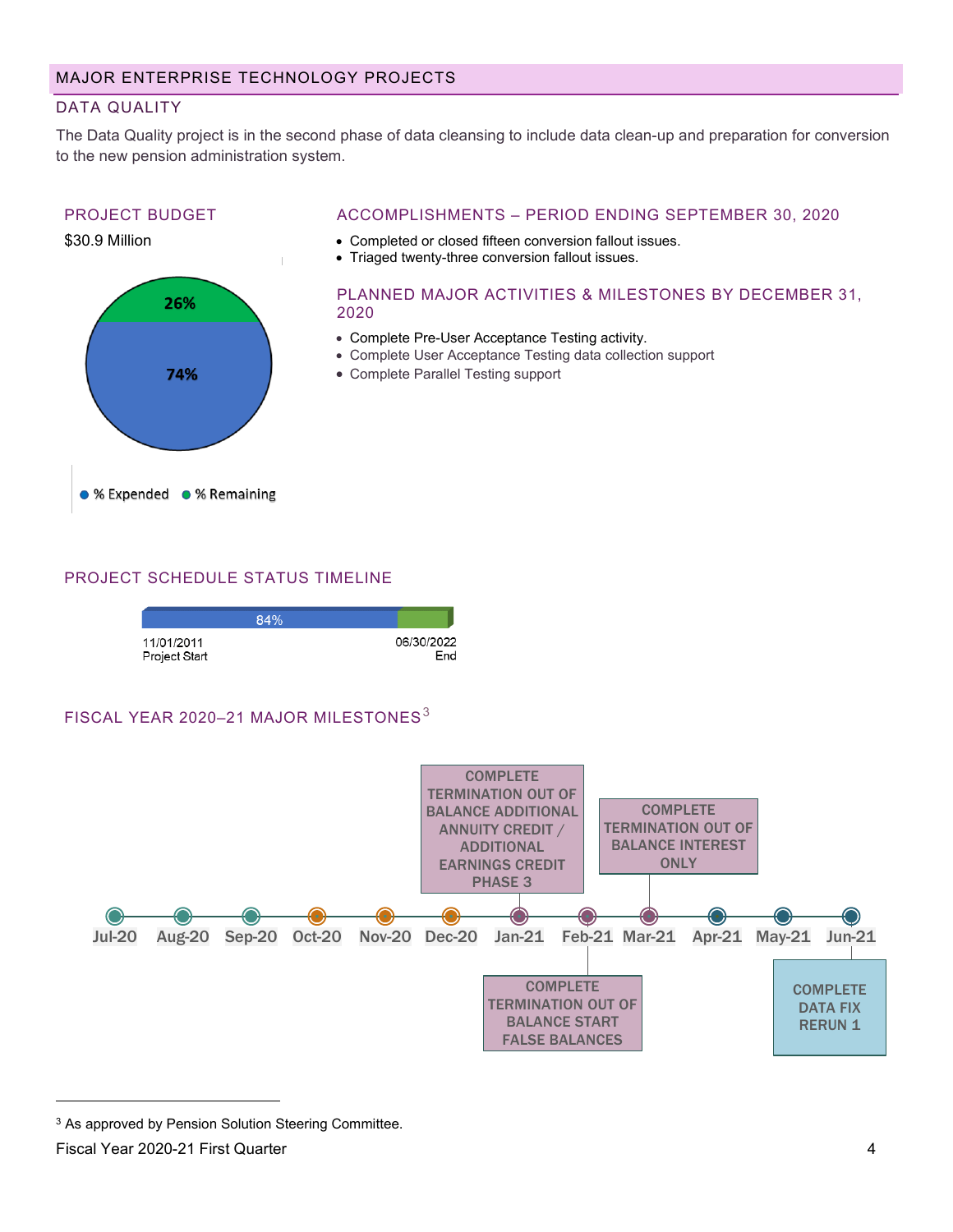## MAJOR ENTERPRISE TECHNOLOGY PROJECTS

### DATA QUALITY

The Data Quality project is in the second phase of data cleansing to include data clean-up and preparation for conversion to the new pension administration system.

#### PROJECT BUDGET

$30.9 Million

- % Expended: 74%
- % Remaining: 26%

#### ACCOMPLISHMENTS – PERIOD ENDING SEPTEMBER 30, 2020

- Completed or closed fifteen conversion fallout issues.
- Triaged twenty-three conversion fallout issues.

#### PLANNED MAJOR ACTIVITIES & MILESTONES BY DECEMBER 31, 2020

- Complete Pre-User Acceptance Testing activity.
- Complete User Acceptance Testing data collection support
- Complete Parallel Testing support

#### PROJECT SCHEDULE STATUS TIMELINE

84%

11/01/2011 Project Start — 06/30/2022 End

#### FISCAL YEAR 2020–21 MAJOR MILESTONES[3]

| Month | Milestone |
|---|---|
| Jul-20 | |
| Aug-20 | |
| Sep-20 | |
| Oct-20 | |
| Nov-20 | |
| Dec-20 | |
| Jan-21 | COMPLETE TERMINATION OUT OF BALANCE ADDITIONAL ANNUITY CREDIT / ADDITIONAL EARNINGS CREDIT PHASE 3 |
| Feb-21 | COMPLETE TERMINATION OUT OF BALANCE START FALSE BALANCES |
| Mar-21 | COMPLETE TERMINATION OUT OF BALANCE INTEREST ONLY |
| Apr-21 | |
| May-21 | |
| Jun-21 | COMPLETE DATA FIX RERUN 1 |

[3] As approved by Pension Solution Steering Committee.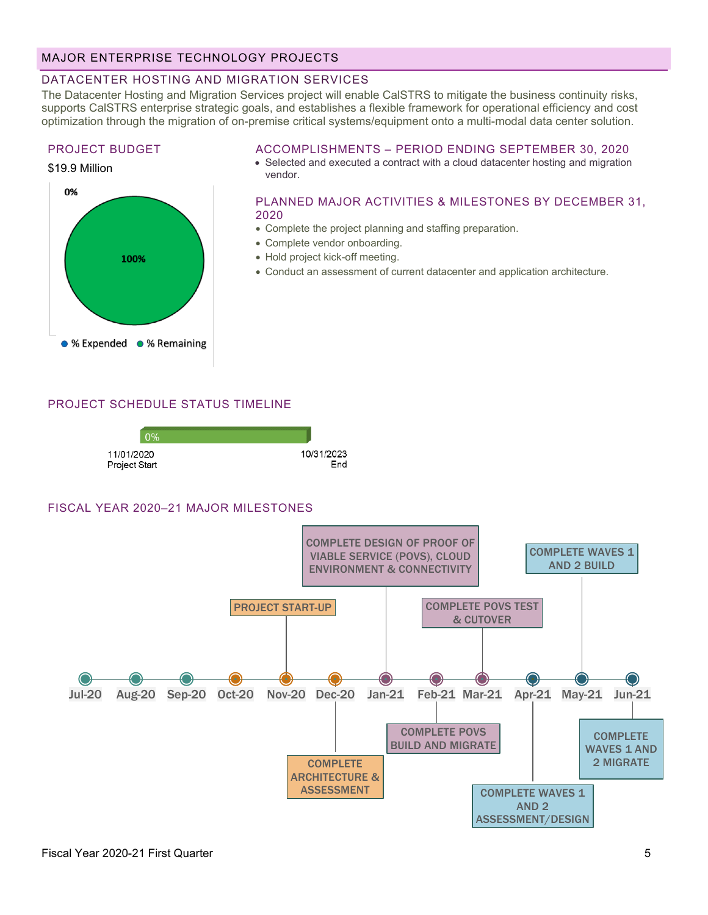## MAJOR ENTERPRISE TECHNOLOGY PROJECTS

### DATACENTER HOSTING AND MIGRATION SERVICES

The Datacenter Hosting and Migration Services project will enable CalSTRS to mitigate the business continuity risks, supports CalSTRS enterprise strategic goals, and establishes a flexible framework for operational efficiency and cost optimization through the migration of on-premise critical systems/equipment onto a multi-modal data center solution.

#### PROJECT BUDGET

$19.9 Million

0%

100%

- % Expended
- % Remaining

#### ACCOMPLISHMENTS – PERIOD ENDING SEPTEMBER 30, 2020

- Selected and executed a contract with a cloud datacenter hosting and migration vendor.

#### PLANNED MAJOR ACTIVITIES & MILESTONES BY DECEMBER 31, 2020

- Complete the project planning and staffing preparation.
- Complete vendor onboarding.
- Hold project kick-off meeting.
- Conduct an assessment of current datacenter and application architecture.

#### PROJECT SCHEDULE STATUS TIMELINE

0%

11/01/2020 Project Start — 10/31/2023 End

#### FISCAL YEAR 2020–21 MAJOR MILESTONES

| Month | Milestone |
| --- | --- |
| Jul-20 | |
| Aug-20 | |
| Sep-20 | |
| Oct-20 | |
| Nov-20 | PROJECT START-UP |
| Dec-20 | COMPLETE ARCHITECTURE & ASSESSMENT |
| Jan-21 | COMPLETE DESIGN OF PROOF OF VIABLE SERVICE (POVS), CLOUD ENVIRONMENT & CONNECTIVITY |
| Feb-21 | COMPLETE POVS BUILD AND MIGRATE |
| Mar-21 | COMPLETE POVS TEST & CUTOVER |
| Apr-21 | COMPLETE WAVES 1 AND 2 ASSESSMENT/DESIGN |
| May-21 | COMPLETE WAVES 1 AND 2 BUILD |
| Jun-21 | COMPLETE WAVES 1 AND 2 MIGRATE |

Fiscal Year 2020-21 First Quarter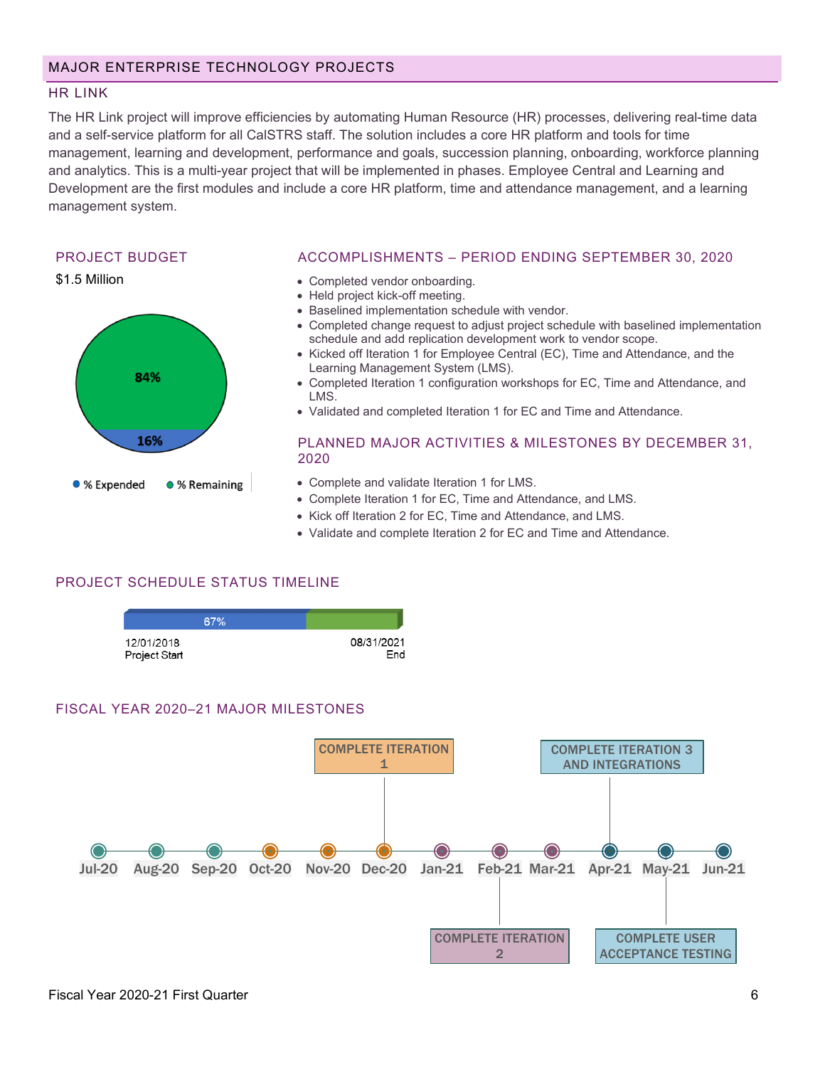## MAJOR ENTERPRISE TECHNOLOGY PROJECTS

### HR LINK

The HR Link project will improve efficiencies by automating Human Resource (HR) processes, delivering real-time data and a self-service platform for all CalSTRS staff. The solution includes a core HR platform and tools for time management, learning and development, performance and goals, succession planning, onboarding, workforce planning and analytics. This is a multi-year project that will be implemented in phases. Employee Central and Learning and Development are the first modules and include a core HR platform, time and attendance management, and a learning management system.

### PROJECT BUDGET

$1.5 Million

84%

16%

% Expended  % Remaining

### ACCOMPLISHMENTS – PERIOD ENDING SEPTEMBER 30, 2020

- Completed vendor onboarding.
- Held project kick-off meeting.
- Baselined implementation schedule with vendor.
- Completed change request to adjust project schedule with baselined implementation schedule and add replication development work to vendor scope.
- Kicked off Iteration 1 for Employee Central (EC), Time and Attendance, and the Learning Management System (LMS).
- Completed Iteration 1 configuration workshops for EC, Time and Attendance, and LMS.
- Validated and completed Iteration 1 for EC and Time and Attendance.

### PLANNED MAJOR ACTIVITIES & MILESTONES BY DECEMBER 31, 2020

- Complete and validate Iteration 1 for LMS.
- Complete Iteration 1 for EC, Time and Attendance, and LMS.
- Kick off Iteration 2 for EC, Time and Attendance, and LMS.
- Validate and complete Iteration 2 for EC and Time and Attendance.

### PROJECT SCHEDULE STATUS TIMELINE

67%

12/01/2018 Project Start

08/31/2021 End

### FISCAL YEAR 2020–21 MAJOR MILESTONES

Jul-20, Aug-20, Sep-20, Oct-20, Nov-20, Dec-20, Jan-21, Feb-21, Mar-21, Apr-21, May-21, Jun-21

- Dec-20: COMPLETE ITERATION 1
- Feb-21: COMPLETE ITERATION 2
- Apr-21: COMPLETE ITERATION 3 AND INTEGRATIONS
- May-21: COMPLETE USER ACCEPTANCE TESTING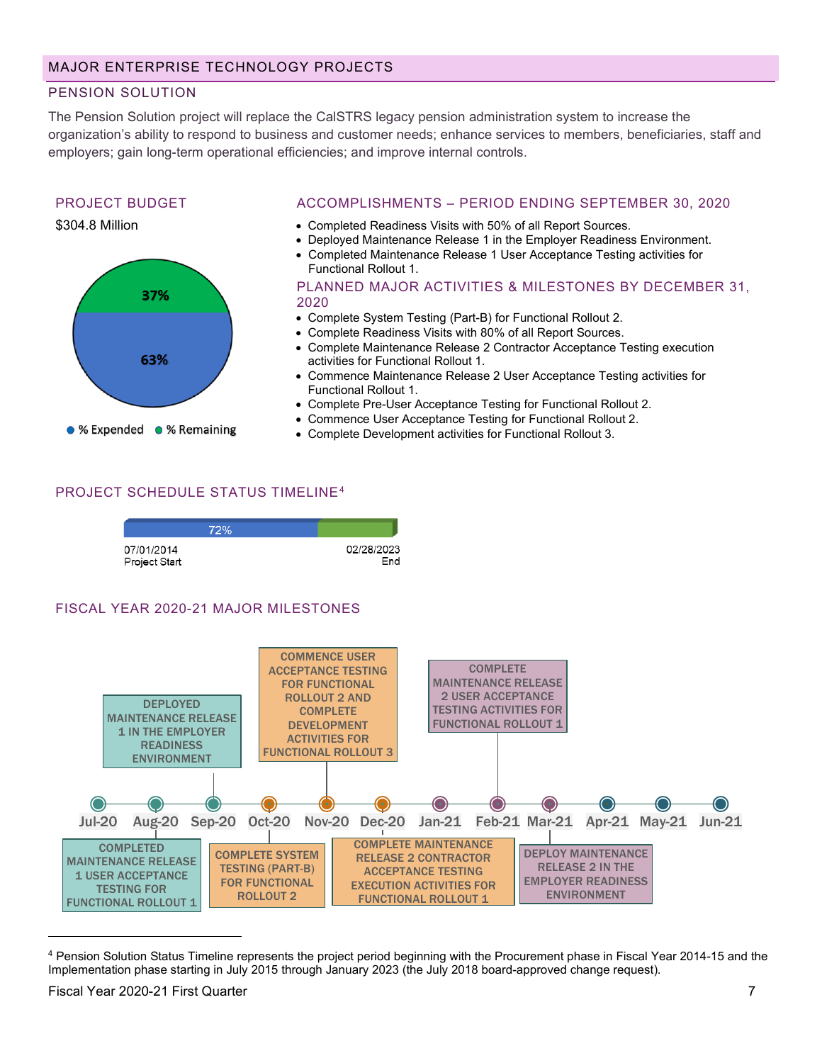## MAJOR ENTERPRISE TECHNOLOGY PROJECTS

### PENSION SOLUTION

The Pension Solution project will replace the CalSTRS legacy pension administration system to increase the organization's ability to respond to business and customer needs; enhance services to members, beneficiaries, staff and employers; gain long-term operational efficiencies; and improve internal controls.

### PROJECT BUDGET

$304.8 Million

- % Expended: 63%
- % Remaining: 37%

### ACCOMPLISHMENTS – PERIOD ENDING SEPTEMBER 30, 2020

- Completed Readiness Visits with 50% of all Report Sources.
- Deployed Maintenance Release 1 in the Employer Readiness Environment.
- Completed Maintenance Release 1 User Acceptance Testing activities for Functional Rollout 1.

### PLANNED MAJOR ACTIVITIES & MILESTONES BY DECEMBER 31, 2020

- Complete System Testing (Part-B) for Functional Rollout 2.
- Complete Readiness Visits with 80% of all Report Sources.
- Complete Maintenance Release 2 Contractor Acceptance Testing execution activities for Functional Rollout 1.
- Commence Maintenance Release 2 User Acceptance Testing activities for Functional Rollout 1.
- Complete Pre-User Acceptance Testing for Functional Rollout 2.
- Commence User Acceptance Testing for Functional Rollout 2.
- Complete Development activities for Functional Rollout 3.

### PROJECT SCHEDULE STATUS TIMELINE[4]

72%

07/01/2014 Project Start — 02/28/2023 End

### FISCAL YEAR 2020-21 MAJOR MILESTONES

- Aug-20: COMPLETED MAINTENANCE RELEASE 1 USER ACCEPTANCE TESTING FOR FUNCTIONAL ROLLOUT 1
- Sep-20: DEPLOYED MAINTENANCE RELEASE 1 IN THE EMPLOYER READINESS ENVIRONMENT
- Oct-20: COMPLETE SYSTEM TESTING (PART-B) FOR FUNCTIONAL ROLLOUT 2
- Nov-20: COMMENCE USER ACCEPTANCE TESTING FOR FUNCTIONAL ROLLOUT 2 AND COMPLETE DEVELOPMENT ACTIVITIES FOR FUNCTIONAL ROLLOUT 3
- Dec-20: COMPLETE MAINTENANCE RELEASE 2 CONTRACTOR ACCEPTANCE TESTING EXECUTION ACTIVITIES FOR FUNCTIONAL ROLLOUT 1
- Feb-21: COMPLETE MAINTENANCE RELEASE 2 USER ACCEPTANCE TESTING ACTIVITIES FOR FUNCTIONAL ROLLOUT 1
- Mar-21: DEPLOY MAINTENANCE RELEASE 2 IN THE EMPLOYER READINESS ENVIRONMENT

[4] Pension Solution Status Timeline represents the project period beginning with the Procurement phase in Fiscal Year 2014-15 and the Implementation phase starting in July 2015 through January 2023 (the July 2018 board-approved change request).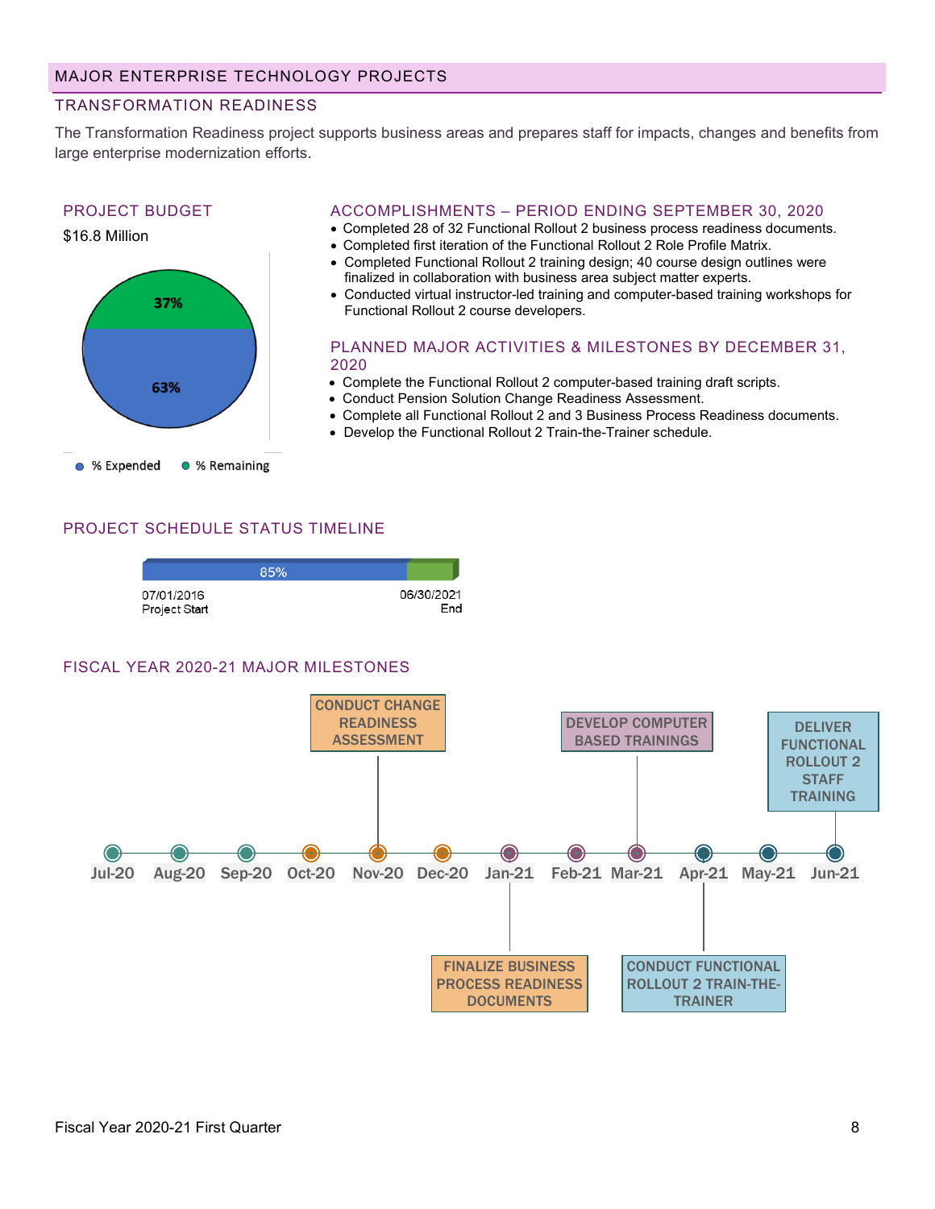## MAJOR ENTERPRISE TECHNOLOGY PROJECTS

### TRANSFORMATION READINESS

The Transformation Readiness project supports business areas and prepares staff for impacts, changes and benefits from large enterprise modernization efforts.

#### PROJECT BUDGET

$16.8 Million

- % Expended: 63%
- % Remaining: 37%

#### ACCOMPLISHMENTS – PERIOD ENDING SEPTEMBER 30, 2020

- Completed 28 of 32 Functional Rollout 2 business process readiness documents.
- Completed first iteration of the Functional Rollout 2 Role Profile Matrix.
- Completed Functional Rollout 2 training design; 40 course design outlines were finalized in collaboration with business area subject matter experts.
- Conducted virtual instructor-led training and computer-based training workshops for Functional Rollout 2 course developers.

#### PLANNED MAJOR ACTIVITIES & MILESTONES BY DECEMBER 31, 2020

- Complete the Functional Rollout 2 computer-based training draft scripts.
- Conduct Pension Solution Change Readiness Assessment.
- Complete all Functional Rollout 2 and 3 Business Process Readiness documents.
- Develop the Functional Rollout 2 Train-the-Trainer schedule.

#### PROJECT SCHEDULE STATUS TIMELINE

85%

07/01/2016 Project Start — 06/30/2021 End

#### FISCAL YEAR 2020-21 MAJOR MILESTONES

| Month | Milestone |
|---|---|
| Nov-20 | CONDUCT CHANGE READINESS ASSESSMENT |
| Jan-21 | FINALIZE BUSINESS PROCESS READINESS DOCUMENTS |
| Mar-21 | DEVELOP COMPUTER BASED TRAININGS |
| Apr-21 | CONDUCT FUNCTIONAL ROLLOUT 2 TRAIN-THE-TRAINER |
| Jun-21 | DELIVER FUNCTIONAL ROLLOUT 2 STAFF TRAINING |

Fiscal Year 2020-21 First Quarter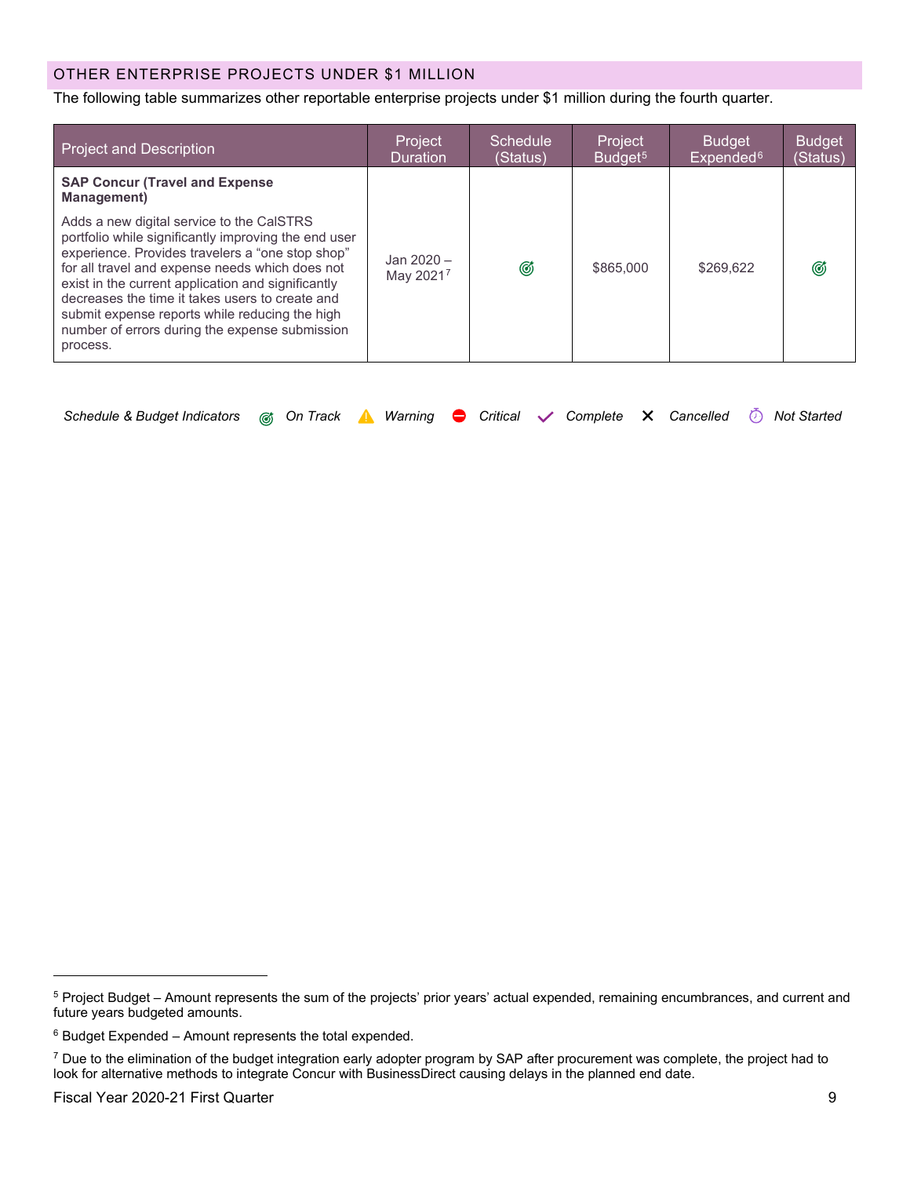## OTHER ENTERPRISE PROJECTS UNDER $1 MILLION

The following table summarizes other reportable enterprise projects under $1 million during the fourth quarter.

| Project and Description | Project Duration | Schedule (Status) | Project Budget[5] | Budget Expended[6] | Budget (Status) |
|---|---|---|---|---|---|
| **SAP Concur (Travel and Expense Management)** Adds a new digital service to the CalSTRS portfolio while significantly improving the end user experience. Provides travelers a "one stop shop" for all travel and expense needs which does not exist in the current application and significantly decreases the time it takes users to create and submit expense reports while reducing the high number of errors during the expense submission process. | Jan 2020 – May 2021[7] | On Track | $865,000 | $269,622 | On Track |

*Schedule & Budget Indicators* *On Track* *Warning* *Critical* *Complete* *Cancelled* *Not Started*

[5] Project Budget – Amount represents the sum of the projects' prior years' actual expended, remaining encumbrances, and current and future years budgeted amounts.

[6] Budget Expended – Amount represents the total expended.

[7] Due to the elimination of the budget integration early adopter program by SAP after procurement was complete, the project had to look for alternative methods to integrate Concur with BusinessDirect causing delays in the planned end date.

Fiscal Year 2020-21 First Quarter